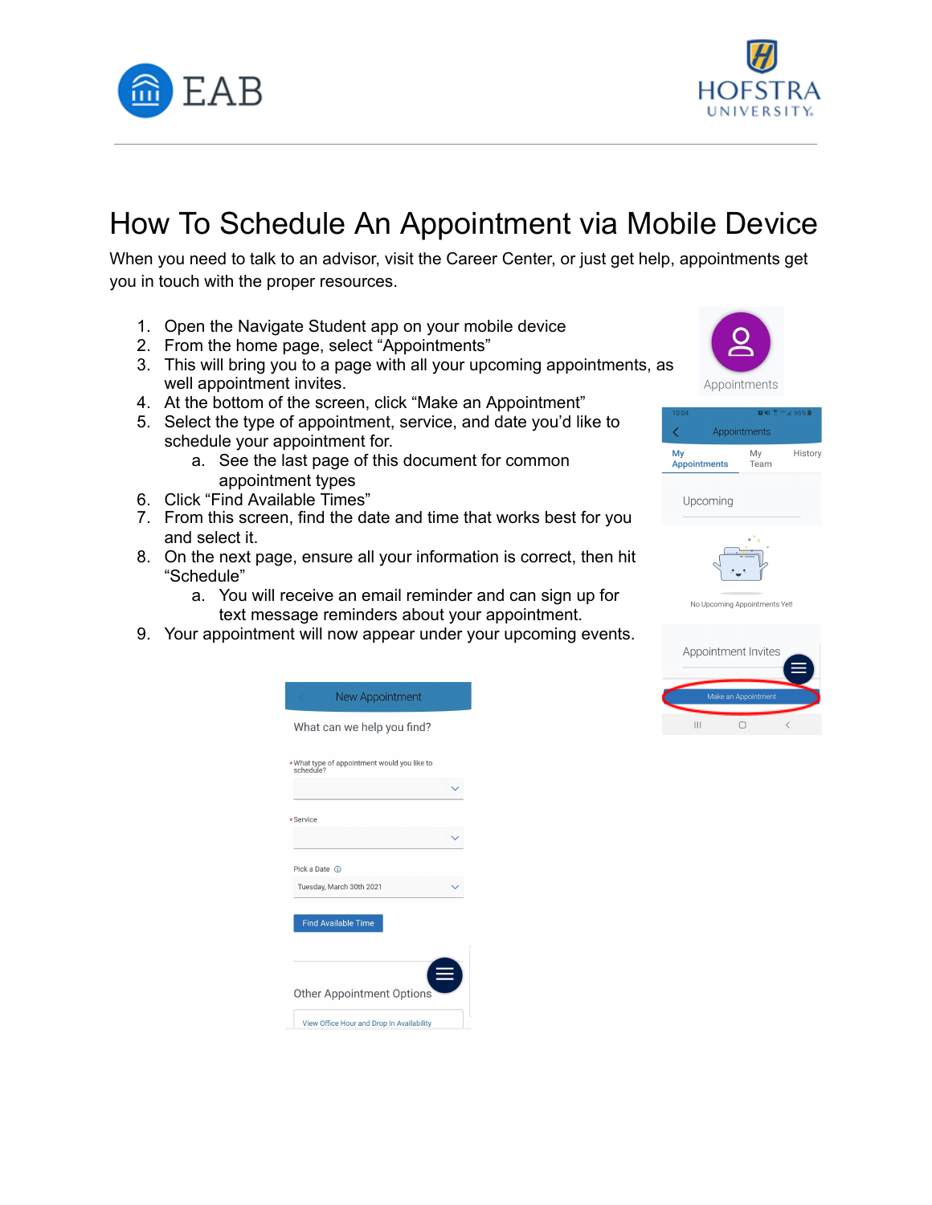# How To Schedule An Appointment via Mobile Device

When you need to talk to an advisor, visit the Career Center, or just get help, appointments get you in touch with the proper resources.

1. Open the Navigate Student app on your mobile device
2. From the home page, select "Appointments"
3. This will bring you to a page with all your upcoming appointments, as well appointment invites.
4. At the bottom of the screen, click "Make an Appointment"
5. Select the type of appointment, service, and date you'd like to schedule your appointment for.
   a. See the last page of this document for common appointment types
6. Click "Find Available Times"
7. From this screen, find the date and time that works best for you and select it.
8. On the next page, ensure all your information is correct, then hit "Schedule"
   a. You will receive an email reminder and can sign up for text message reminders about your appointment.
9. Your appointment will now appear under your upcoming events.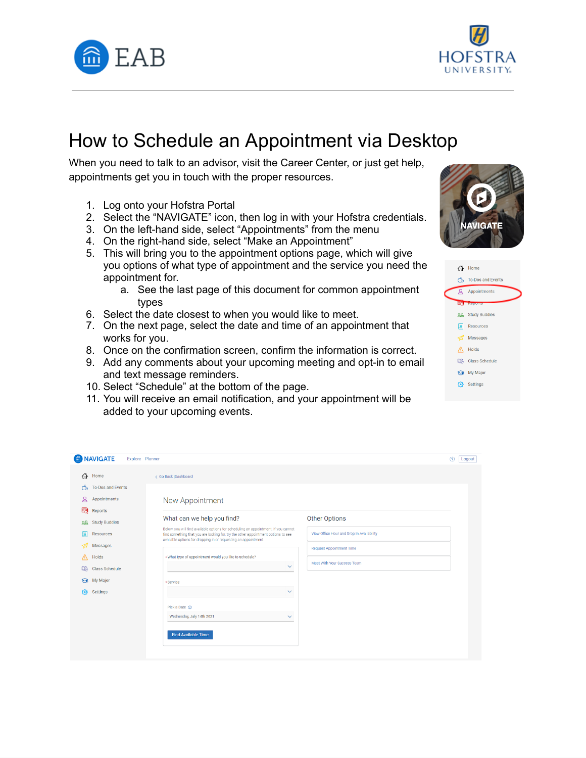# How to Schedule an Appointment via Desktop

When you need to talk to an advisor, visit the Career Center, or just get help, appointments get you in touch with the proper resources.

1. Log onto your Hofstra Portal
2. Select the "NAVIGATE" icon, then log in with your Hofstra credentials.
3. On the left-hand side, select "Appointments" from the menu
4. On the right-hand side, select "Make an Appointment"
5. This will bring you to the appointment options page, which will give you options of what type of appointment and the service you need the appointment for.
   a. See the last page of this document for common appointment types
6. Select the date closest to when you would like to meet.
7. On the next page, select the date and time of an appointment that works for you.
8. Once on the confirmation screen, confirm the information is correct.
9. Add any comments about your upcoming meeting and opt-in to email and text message reminders.
10. Select "Schedule" at the bottom of the page.
11. You will receive an email notification, and your appointment will be added to your upcoming events.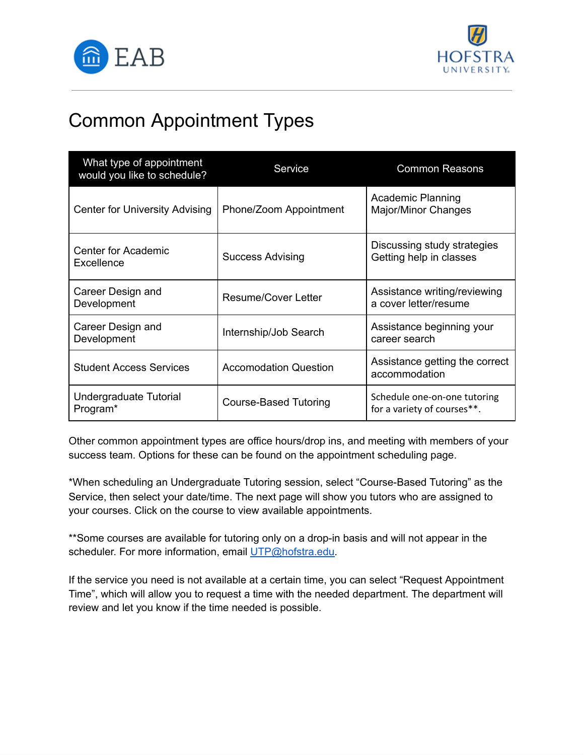# Common Appointment Types

| What type of appointment would you like to schedule? | Service | Common Reasons |
|---|---|---|
| Center for University Advising | Phone/Zoom Appointment | Academic Planning<br>Major/Minor Changes |
| Center for Academic Excellence | Success Advising | Discussing study strategies<br>Getting help in classes |
| Career Design and Development | Resume/Cover Letter | Assistance writing/reviewing a cover letter/resume |
| Career Design and Development | Internship/Job Search | Assistance beginning your career search |
| Student Access Services | Accomodation Question | Assistance getting the correct accommodation |
| Undergraduate Tutorial Program* | Course-Based Tutoring | Schedule one-on-one tutoring for a variety of courses**. |

Other common appointment types are office hours/drop ins, and meeting with members of your success team. Options for these can be found on the appointment scheduling page.

*When scheduling an Undergraduate Tutoring session, select "Course-Based Tutoring" as the Service, then select your date/time. The next page will show you tutors who are assigned to your courses. Click on the course to view available appointments.

**Some courses are available for tutoring only on a drop-in basis and will not appear in the scheduler. For more information, email UTP@hofstra.edu.

If the service you need is not available at a certain time, you can select "Request Appointment Time", which will allow you to request a time with the needed department. The department will review and let you know if the time needed is possible.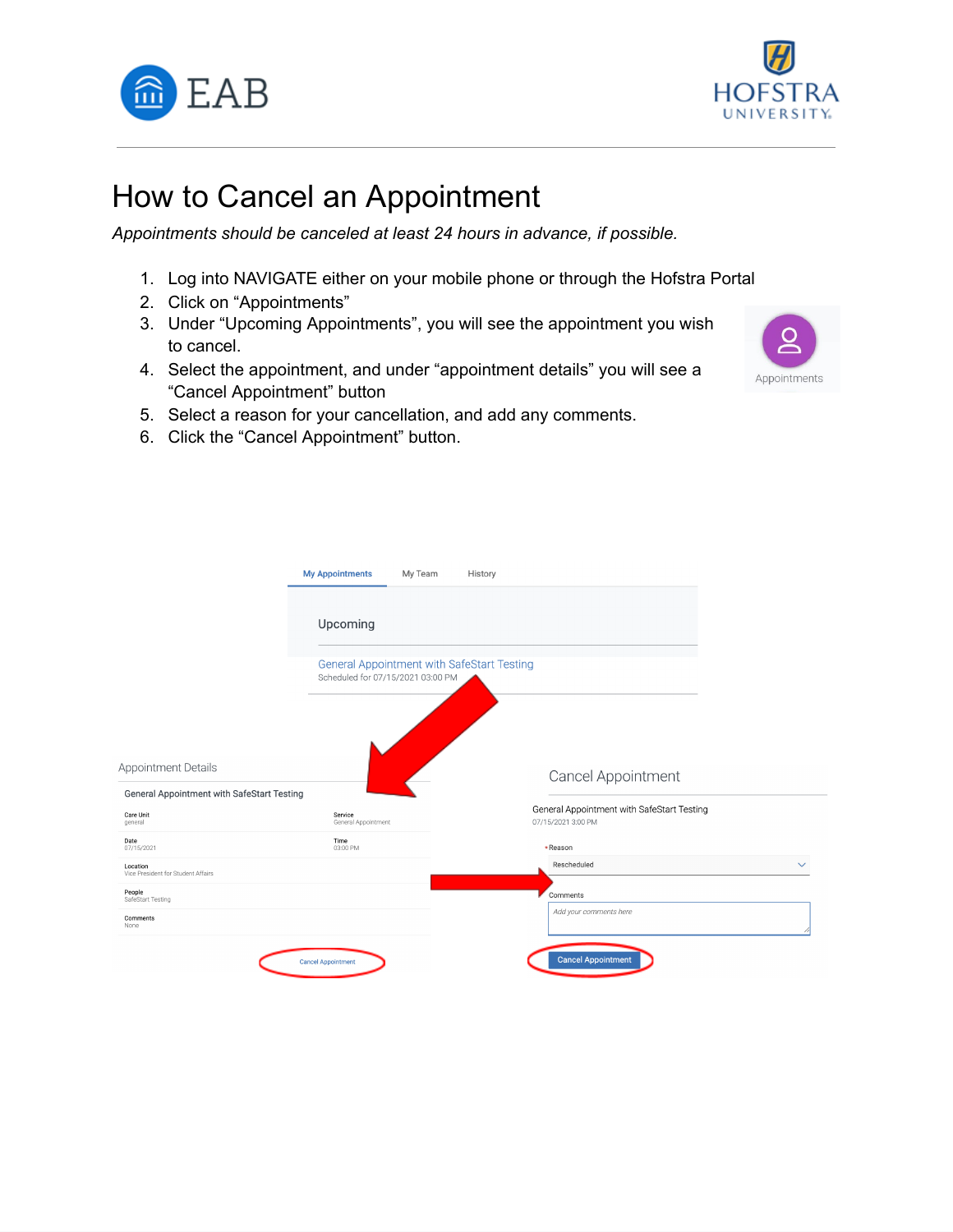# How to Cancel an Appointment

*Appointments should be canceled at least 24 hours in advance, if possible.*

1. Log into NAVIGATE either on your mobile phone or through the Hofstra Portal
2. Click on “Appointments”
3. Under “Upcoming Appointments”, you will see the appointment you wish to cancel.
4. Select the appointment, and under “appointment details” you will see a “Cancel Appointment” button
5. Select a reason for your cancellation, and add any comments.
6. Click the “Cancel Appointment” button.